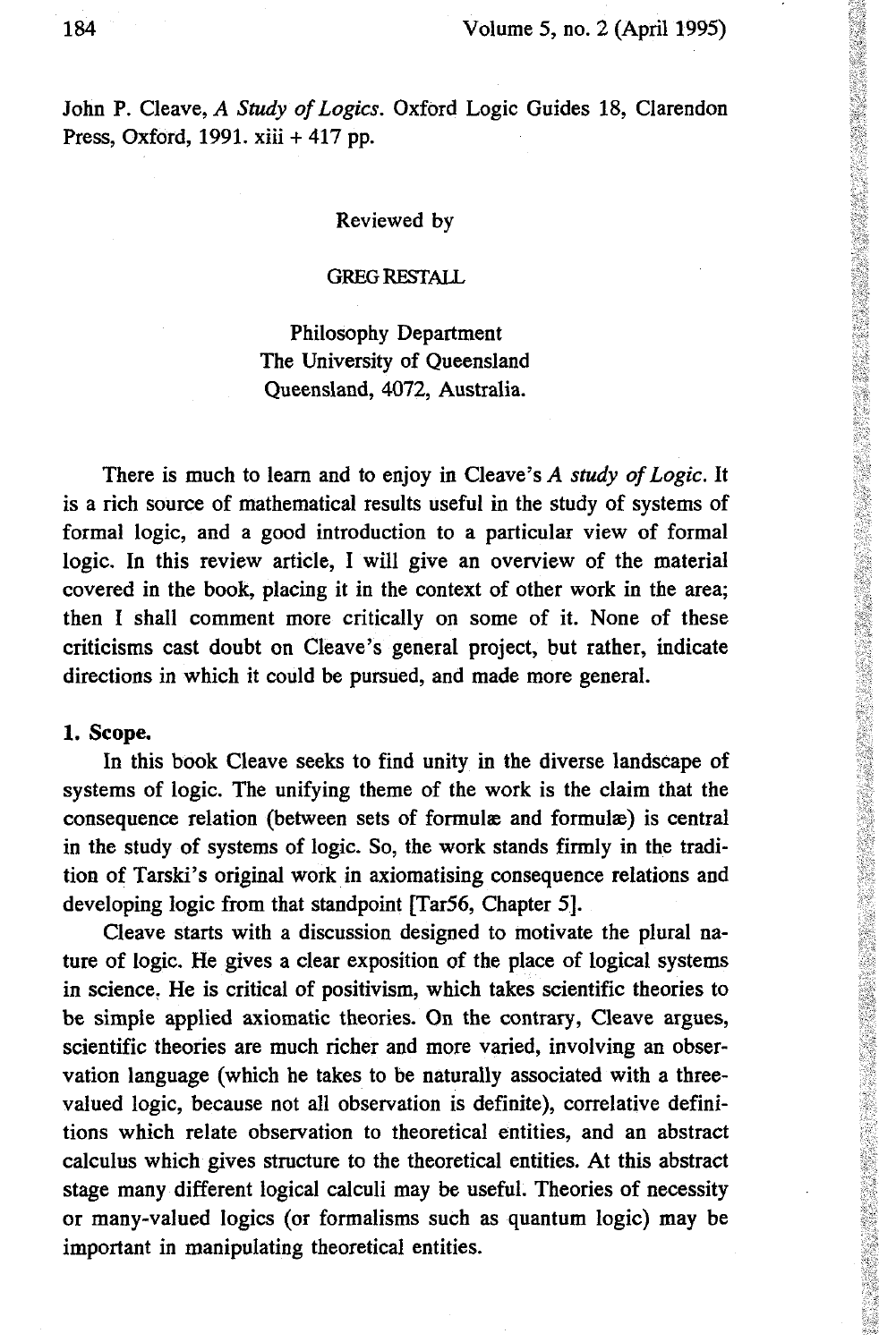John P. Cleave, *A Study of Logics*. Oxford Logic Guides 18, Clarendon Press, Oxford, 1991. xiii + 417 pp.

Reviewed by

GREG RESTALL

Philosophy Department
The University of Queensland
Queensland, 4072, Australia.

There is much to learn and to enjoy in Cleave's *A study of Logic*. It is a rich source of mathematical results useful in the study of systems of formal logic, and a good introduction to a particular view of formal logic. In this review article, I will give an overview of the material covered in the book, placing it in the context of other work in the area; then I shall comment more critically on some of it. None of these criticisms cast doubt on Cleave's general project, but rather, indicate directions in which it could be pursued, and made more general.

## 1. Scope.

In this book Cleave seeks to find unity in the diverse landscape of systems of logic. The unifying theme of the work is the claim that the consequence relation (between sets of formulæ and formulæ) is central in the study of systems of logic. So, the work stands firmly in the tradition of Tarski's original work in axiomatising consequence relations and developing logic from that standpoint [Tar56, Chapter 5].

Cleave starts with a discussion designed to motivate the plural nature of logic. He gives a clear exposition of the place of logical systems in science. He is critical of positivism, which takes scientific theories to be simple applied axiomatic theories. On the contrary, Cleave argues, scientific theories are much richer and more varied, involving an observation language (which he takes to be naturally associated with a three-valued logic, because not all observation is definite), correlative definitions which relate observation to theoretical entities, and an abstract calculus which gives structure to the theoretical entities. At this abstract stage many different logical calculi may be useful. Theories of necessity or many-valued logics (or formalisms such as quantum logic) may be important in manipulating theoretical entities.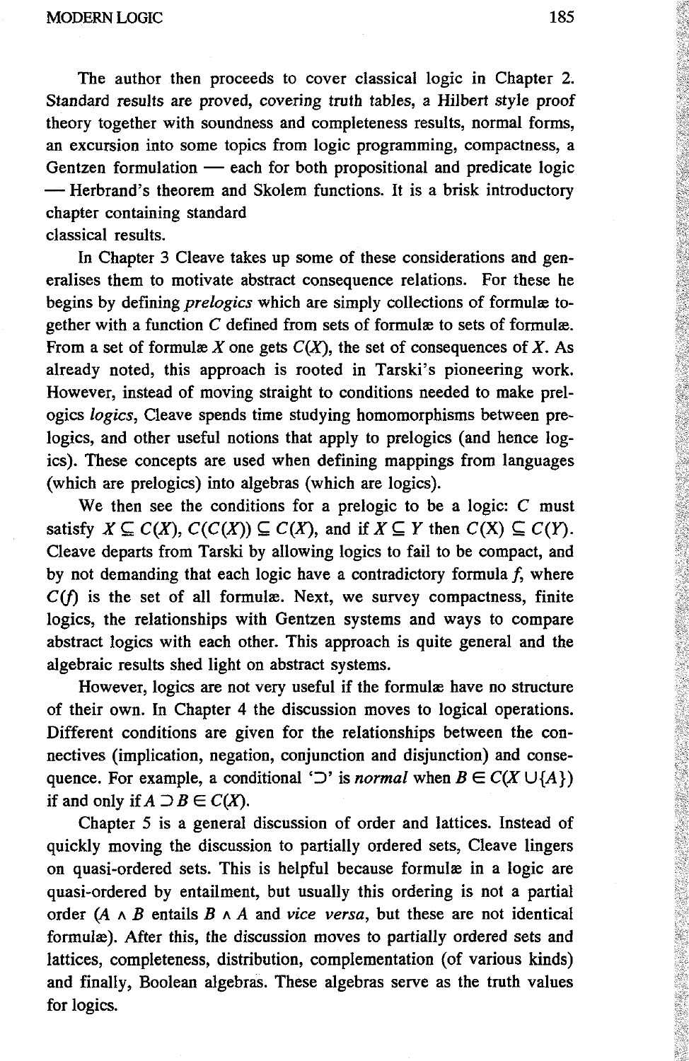The author then proceeds to cover classical logic in Chapter 2. Standard results are proved, covering truth tables, a Hilbert style proof theory together with soundness and completeness results, normal forms, an excursion into some topics from logic programming, compactness, a Gentzen formulation — each for both propositional and predicate logic — Herbrand's theorem and Skolem functions. It is a brisk introductory chapter containing standard classical results.

In Chapter 3 Cleave takes up some of these considerations and generalises them to motivate abstract consequence relations. For these he begins by defining *prelogics* which are simply collections of formulæ together with a function $C$ defined from sets of formulæ to sets of formulæ. From a set of formulæ $X$ one gets $C(X)$, the set of consequences of $X$. As already noted, this approach is rooted in Tarski's pioneering work. However, instead of moving straight to conditions needed to make prelogics *logics*, Cleave spends time studying homomorphisms between prelogics, and other useful notions that apply to prelogics (and hence logics). These concepts are used when defining mappings from languages (which are prelogics) into algebras (which are logics).

We then see the conditions for a prelogic to be a logic: $C$ must satisfy $X \subseteq C(X)$, $C(C(X)) \subseteq C(X)$, and if $X \subseteq Y$ then $C(X) \subseteq C(Y)$. Cleave departs from Tarski by allowing logics to fail to be compact, and by not demanding that each logic have a contradictory formula $f$, where $C(f)$ is the set of all formulæ. Next, we survey compactness, finite logics, the relationships with Gentzen systems and ways to compare abstract logics with each other. This approach is quite general and the algebraic results shed light on abstract systems.

However, logics are not very useful if the formulæ have no structure of their own. In Chapter 4 the discussion moves to logical operations. Different conditions are given for the relationships between the connectives (implication, negation, conjunction and disjunction) and consequence. For example, a conditional '$\supset$' is *normal* when $B \in C(X \cup \{A\})$ if and only if $A \supset B \in C(X)$.

Chapter 5 is a general discussion of order and lattices. Instead of quickly moving the discussion to partially ordered sets, Cleave lingers on quasi-ordered sets. This is helpful because formulæ in a logic are quasi-ordered by entailment, but usually this ordering is not a partial order ($A \wedge B$ entails $B \wedge A$ and *vice versa*, but these are not identical formulæ). After this, the discussion moves to partially ordered sets and lattices, completeness, distribution, complementation (of various kinds) and finally, Boolean algebras. These algebras serve as the truth values for logics.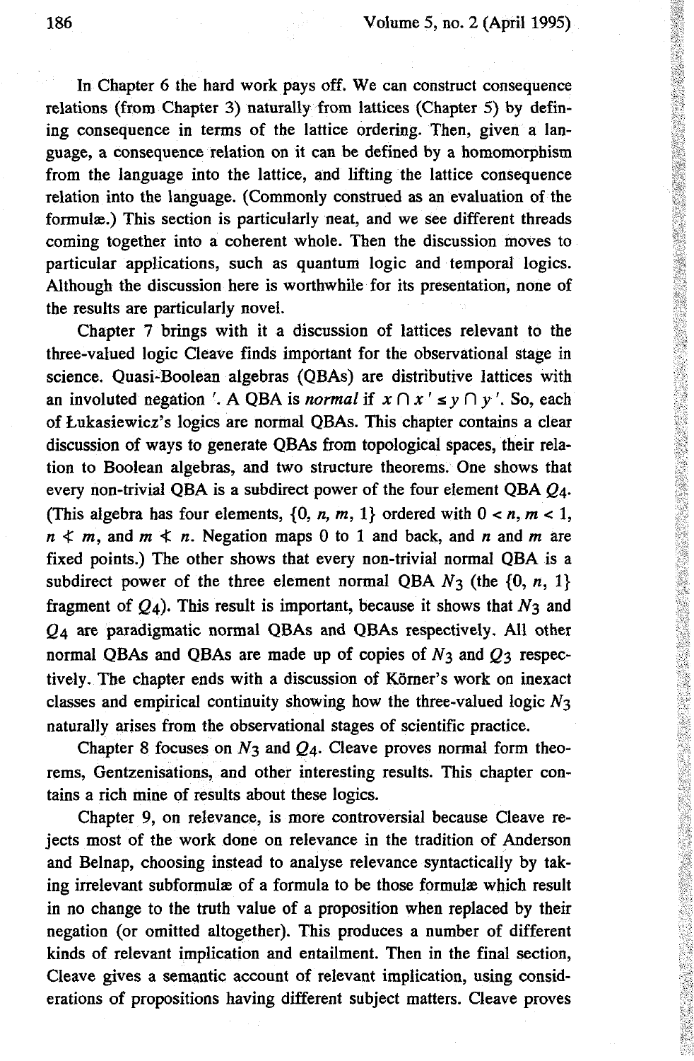In Chapter 6 the hard work pays off. We can construct consequence relations (from Chapter 3) naturally from lattices (Chapter 5) by defining consequence in terms of the lattice ordering. Then, given a language, a consequence relation on it can be defined by a homomorphism from the language into the lattice, and lifting the lattice consequence relation into the language. (Commonly construed as an evaluation of the formulæ.) This section is particularly neat, and we see different threads coming together into a coherent whole. Then the discussion moves to particular applications, such as quantum logic and temporal logics. Although the discussion here is worthwhile for its presentation, none of the results are particularly novel.

Chapter 7 brings with it a discussion of lattices relevant to the three-valued logic Cleave finds important for the observational stage in science. Quasi-Boolean algebras (QBAs) are distributive lattices with an involuted negation $'$. A QBA is *normal* if $x \cap x' \leq y \cap y'$. So, each of Łukasiewicz's logics are normal QBAs. This chapter contains a clear discussion of ways to generate QBAs from topological spaces, their relation to Boolean algebras, and two structure theorems. One shows that every non-trivial QBA is a subdirect power of the four element QBA $Q_4$. (This algebra has four elements, $\{0, n, m, 1\}$ ordered with $0 < n, m < 1$, $n \not< m$, and $m \not< n$. Negation maps 0 to 1 and back, and $n$ and $m$ are fixed points.) The other shows that every non-trivial normal QBA is a subdirect power of the three element normal QBA $N_3$ (the $\{0, n, 1\}$ fragment of $Q_4$). This result is important, because it shows that $N_3$ and $Q_4$ are paradigmatic normal QBAs and QBAs respectively. All other normal QBAs and QBAs are made up of copies of $N_3$ and $Q_3$ respectively. The chapter ends with a discussion of Körner's work on inexact classes and empirical continuity showing how the three-valued logic $N_3$ naturally arises from the observational stages of scientific practice.

Chapter 8 focuses on $N_3$ and $Q_4$. Cleave proves normal form theorems, Gentzenisations, and other interesting results. This chapter contains a rich mine of results about these logics.

Chapter 9, on relevance, is more controversial because Cleave rejects most of the work done on relevance in the tradition of Anderson and Belnap, choosing instead to analyse relevance syntactically by taking irrelevant subformulæ of a formula to be those formulæ which result in no change to the truth value of a proposition when replaced by their negation (or omitted altogether). This produces a number of different kinds of relevant implication and entailment. Then in the final section, Cleave gives a semantic account of relevant implication, using considerations of propositions having different subject matters. Cleave proves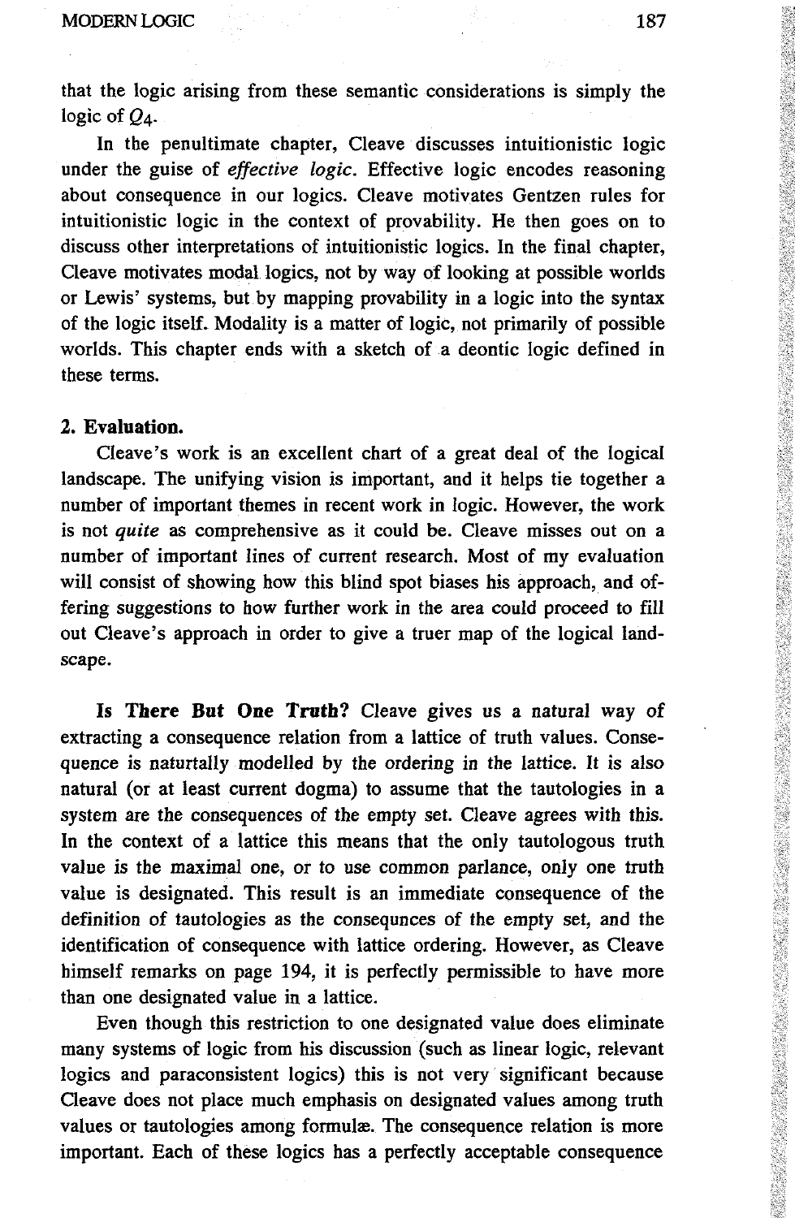that the logic arising from these semantic considerations is simply the logic of $Q_4$.

In the penultimate chapter, Cleave discusses intuitionistic logic under the guise of *effective logic*. Effective logic encodes reasoning about consequence in our logics. Cleave motivates Gentzen rules for intuitionistic logic in the context of provability. He then goes on to discuss other interpretations of intuitionistic logics. In the final chapter, Cleave motivates modal logics, not by way of looking at possible worlds or Lewis' systems, but by mapping provability in a logic into the syntax of the logic itself. Modality is a matter of logic, not primarily of possible worlds. This chapter ends with a sketch of a deontic logic defined in these terms.

## 2. Evaluation.

Cleave's work is an excellent chart of a great deal of the logical landscape. The unifying vision is important, and it helps tie together a number of important themes in recent work in logic. However, the work is not *quite* as comprehensive as it could be. Cleave misses out on a number of important lines of current research. Most of my evaluation will consist of showing how this blind spot biases his approach, and offering suggestions to how further work in the area could proceed to fill out Cleave's approach in order to give a truer map of the logical landscape.

**Is There But One Truth?** Cleave gives us a natural way of extracting a consequence relation from a lattice of truth values. Consequence is naturtally modelled by the ordering in the lattice. It is also natural (or at least current dogma) to assume that the tautologies in a system are the consequences of the empty set. Cleave agrees with this. In the context of a lattice this means that the only tautologous truth value is the maximal one, or to use common parlance, only one truth value is designated. This result is an immediate consequence of the definition of tautologies as the consequnces of the empty set, and the identification of consequence with lattice ordering. However, as Cleave himself remarks on page 194, it is perfectly permissible to have more than one designated value in a lattice.

Even though this restriction to one designated value does eliminate many systems of logic from his discussion (such as linear logic, relevant logics and paraconsistent logics) this is not very significant because Cleave does not place much emphasis on designated values among truth values or tautologies among formulæ. The consequence relation is more important. Each of these logics has a perfectly acceptable consequence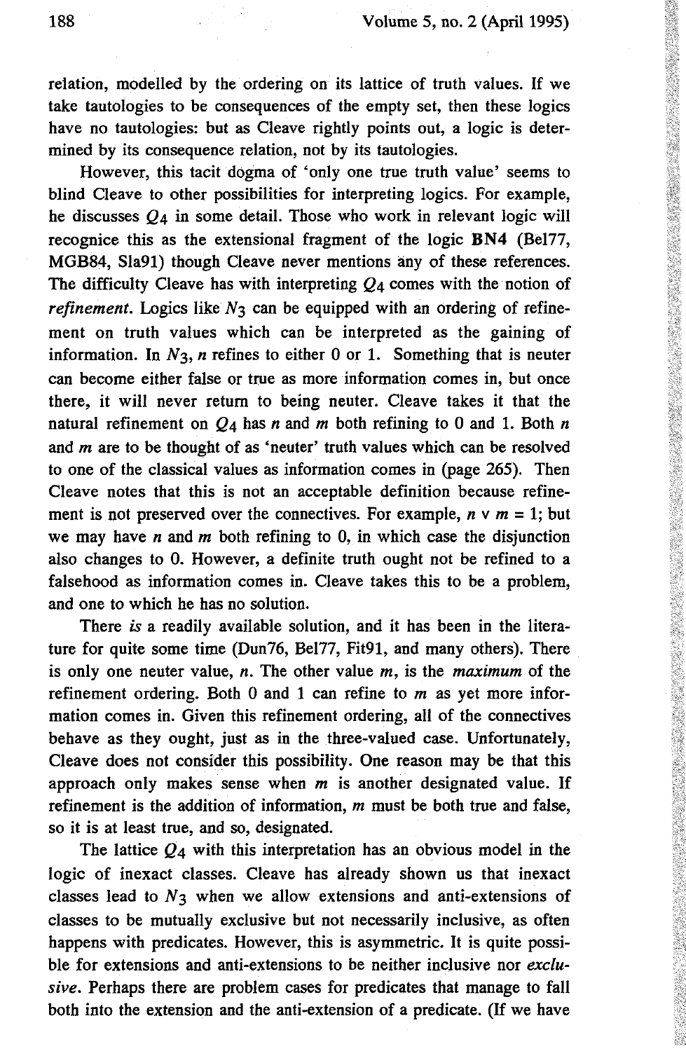relation, modelled by the ordering on its lattice of truth values. If we take tautologies to be consequences of the empty set, then these logics have no tautologies: but as Cleave rightly points out, a logic is determined by its consequence relation, not by its tautologies.

However, this tacit dogma of 'only one true truth value' seems to blind Cleave to other possibilities for interpreting logics. For example, he discusses $Q_4$ in some detail. Those who work in relevant logic will recognice this as the extensional fragment of the logic **BN4** (Bel77, MGB84, Sla91) though Cleave never mentions any of these references. The difficulty Cleave has with interpreting $Q_4$ comes with the notion of *refinement*. Logics like $N_3$ can be equipped with an ordering of refinement on truth values which can be interpreted as the gaining of information. In $N_3$, $n$ refines to either 0 or 1. Something that is neuter can become either false or true as more information comes in, but once there, it will never return to being neuter. Cleave takes it that the natural refinement on $Q_4$ has $n$ and $m$ both refining to 0 and 1. Both $n$ and $m$ are to be thought of as 'neuter' truth values which can be resolved to one of the classical values as information comes in (page 265). Then Cleave notes that this is not an acceptable definition because refinement is not preserved over the connectives. For example, $n \vee m = 1$; but we may have $n$ and $m$ both refining to 0, in which case the disjunction also changes to 0. However, a definite truth ought not be refined to a falsehood as information comes in. Cleave takes this to be a problem, and one to which he has no solution.

There *is* a readily available solution, and it has been in the literature for quite some time (Dun76, Bel77, Fit91, and many others). There is only one neuter value, $n$. The other value $m$, is the *maximum* of the refinement ordering. Both 0 and 1 can refine to $m$ as yet more information comes in. Given this refinement ordering, all of the connectives behave as they ought, just as in the three-valued case. Unfortunately, Cleave does not consider this possibility. One reason may be that this approach only makes sense when $m$ is another designated value. If refinement is the addition of information, $m$ must be both true and false, so it is at least true, and so, designated.

The lattice $Q_4$ with this interpretation has an obvious model in the logic of inexact classes. Cleave has already shown us that inexact classes lead to $N_3$ when we allow extensions and anti-extensions of classes to be mutually exclusive but not necessarily inclusive, as often happens with predicates. However, this is asymmetric. It is quite possible for extensions and anti-extensions to be neither inclusive nor *exclusive*. Perhaps there are problem cases for predicates that manage to fall both into the extension and the anti-extension of a predicate. (If we have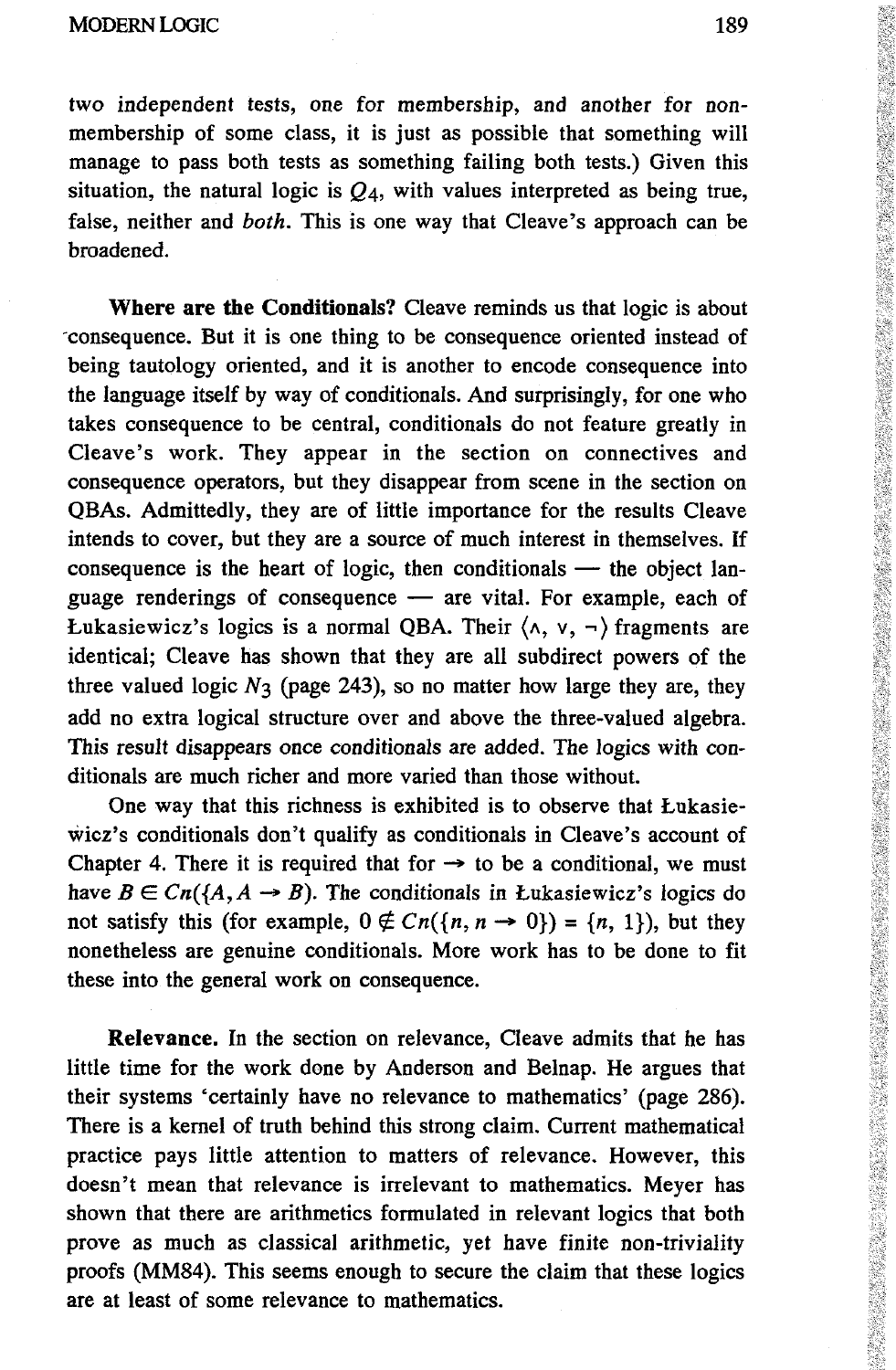two independent tests, one for membership, and another for non-membership of some class, it is just as possible that something will manage to pass both tests as something failing both tests.) Given this situation, the natural logic is $Q_4$, with values interpreted as being true, false, neither and *both*. This is one way that Cleave's approach can be broadened.

**Where are the Conditionals?** Cleave reminds us that logic is about consequence. But it is one thing to be consequence oriented instead of being tautology oriented, and it is another to encode consequence into the language itself by way of conditionals. And surprisingly, for one who takes consequence to be central, conditionals do not feature greatly in Cleave's work. They appear in the section on connectives and consequence operators, but they disappear from scene in the section on QBAs. Admittedly, they are of little importance for the results Cleave intends to cover, but they are a source of much interest in themselves. If consequence is the heart of logic, then conditionals — the object language renderings of consequence — are vital. For example, each of Łukasiewicz's logics is a normal QBA. Their $\langle \wedge, \vee, \neg \rangle$ fragments are identical; Cleave has shown that they are all subdirect powers of the three valued logic $N_3$ (page 243), so no matter how large they are, they add no extra logical structure over and above the three-valued algebra. This result disappears once conditionals are added. The logics with conditionals are much richer and more varied than those without.

One way that this richness is exhibited is to observe that Łukasiewicz's conditionals don't qualify as conditionals in Cleave's account of Chapter 4. There it is required that for $\rightarrow$ to be a conditional, we must have $B \in Cn(\{A, A \rightarrow B\})$. The conditionals in Łukasiewicz's logics do not satisfy this (for example, $0 \notin Cn(\{n, n \rightarrow 0\}) = \{n, 1\}$), but they nonetheless are genuine conditionals. More work has to be done to fit these into the general work on consequence.

**Relevance.** In the section on relevance, Cleave admits that he has little time for the work done by Anderson and Belnap. He argues that their systems 'certainly have no relevance to mathematics' (page 286). There is a kernel of truth behind this strong claim. Current mathematical practice pays little attention to matters of relevance. However, this doesn't mean that relevance is irrelevant to mathematics. Meyer has shown that there are arithmetics formulated in relevant logics that both prove as much as classical arithmetic, yet have finite non-triviality proofs (MM84). This seems enough to secure the claim that these logics are at least of some relevance to mathematics.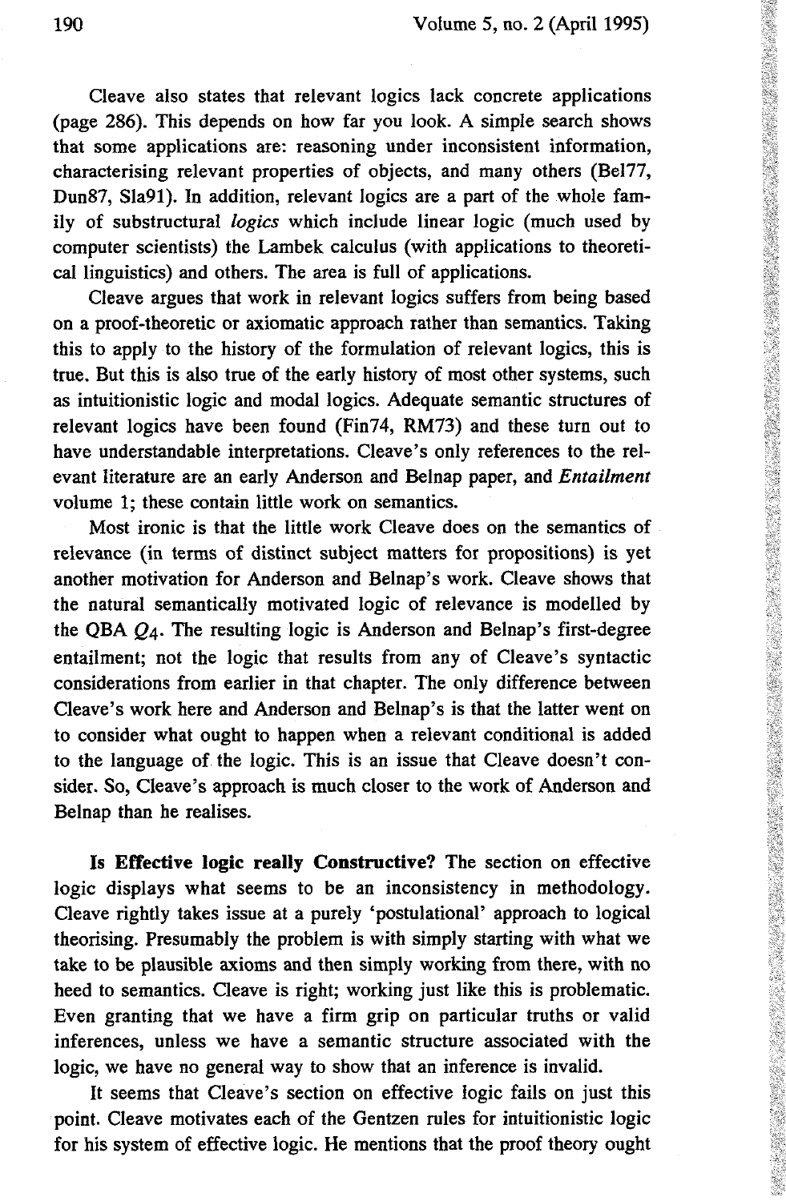Cleave also states that relevant logics lack concrete applications (page 286). This depends on how far you look. A simple search shows that some applications are: reasoning under inconsistent information, characterising relevant properties of objects, and many others (Bel77, Dun87, Sla91). In addition, relevant logics are a part of the whole family of substructural *logics* which include linear logic (much used by computer scientists) the Lambek calculus (with applications to theoretical linguistics) and others. The area is full of applications.

Cleave argues that work in relevant logics suffers from being based on a proof-theoretic or axiomatic approach rather than semantics. Taking this to apply to the history of the formulation of relevant logics, this is true. But this is also true of the early history of most other systems, such as intuitionistic logic and modal logics. Adequate semantic structures of relevant logics have been found (Fin74, RM73) and these turn out to have understandable interpretations. Cleave's only references to the relevant literature are an early Anderson and Belnap paper, and *Entailment* volume 1; these contain little work on semantics.

Most ironic is that the little work Cleave does on the semantics of relevance (in terms of distinct subject matters for propositions) is yet another motivation for Anderson and Belnap's work. Cleave shows that the natural semantically motivated logic of relevance is modelled by the QBA $Q_4$. The resulting logic is Anderson and Belnap's first-degree entailment; not the logic that results from any of Cleave's syntactic considerations from earlier in that chapter. The only difference between Cleave's work here and Anderson and Belnap's is that the latter went on to consider what ought to happen when a relevant conditional is added to the language of the logic. This is an issue that Cleave doesn't consider. So, Cleave's approach is much closer to the work of Anderson and Belnap than he realises.

**Is Effective logic really Constructive?** The section on effective logic displays what seems to be an inconsistency in methodology. Cleave rightly takes issue at a purely 'postulational' approach to logical theorising. Presumably the problem is with simply starting with what we take to be plausible axioms and then simply working from there, with no heed to semantics. Cleave is right; working just like this is problematic. Even granting that we have a firm grip on particular truths or valid inferences, unless we have a semantic structure associated with the logic, we have no general way to show that an inference is invalid.

It seems that Cleave's section on effective logic fails on just this point. Cleave motivates each of the Gentzen rules for intuitionistic logic for his system of effective logic. He mentions that the proof theory ought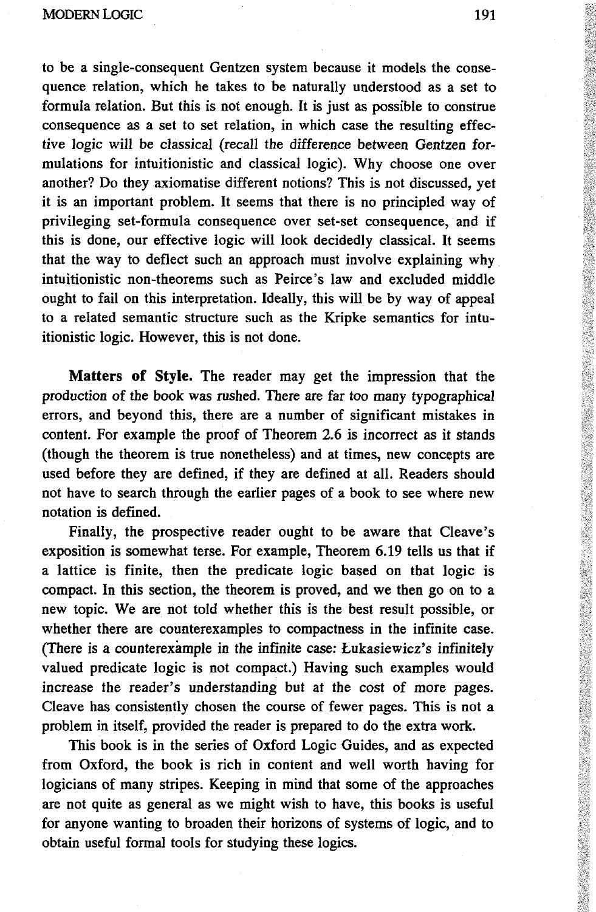to be a single-consequent Gentzen system because it models the consequence relation, which he takes to be naturally understood as a set to formula relation. But this is not enough. It is just as possible to construe consequence as a set to set relation, in which case the resulting effective logic will be classical (recall the difference between Gentzen formulations for intuitionistic and classical logic). Why choose one over another? Do they axiomatise different notions? This is not discussed, yet it is an important problem. It seems that there is no principled way of privileging set-formula consequence over set-set consequence, and if this is done, our effective logic will look decidedly classical. It seems that the way to deflect such an approach must involve explaining why intuitionistic non-theorems such as Peirce's law and excluded middle ought to fail on this interpretation. Ideally, this will be by way of appeal to a related semantic structure such as the Kripke semantics for intuitionistic logic. However, this is not done.

**Matters of Style.** The reader may get the impression that the production of the book was rushed. There are far too many typographical errors, and beyond this, there are a number of significant mistakes in content. For example the proof of Theorem 2.6 is incorrect as it stands (though the theorem is true nonetheless) and at times, new concepts are used before they are defined, if they are defined at all. Readers should not have to search through the earlier pages of a book to see where new notation is defined.

Finally, the prospective reader ought to be aware that Cleave's exposition is somewhat terse. For example, Theorem 6.19 tells us that if a lattice is finite, then the predicate logic based on that logic is compact. In this section, the theorem is proved, and we then go on to a new topic. We are not told whether this is the best result possible, or whether there are counterexamples to compactness in the infinite case. (There is a counterexample in the infinite case: Łukasiewicz's infinitely valued predicate logic is not compact.) Having such examples would increase the reader's understanding but at the cost of more pages. Cleave has consistently chosen the course of fewer pages. This is not a problem in itself, provided the reader is prepared to do the extra work.

This book is in the series of Oxford Logic Guides, and as expected from Oxford, the book is rich in content and well worth having for logicians of many stripes. Keeping in mind that some of the approaches are not quite as general as we might wish to have, this books is useful for anyone wanting to broaden their horizons of systems of logic, and to obtain useful formal tools for studying these logics.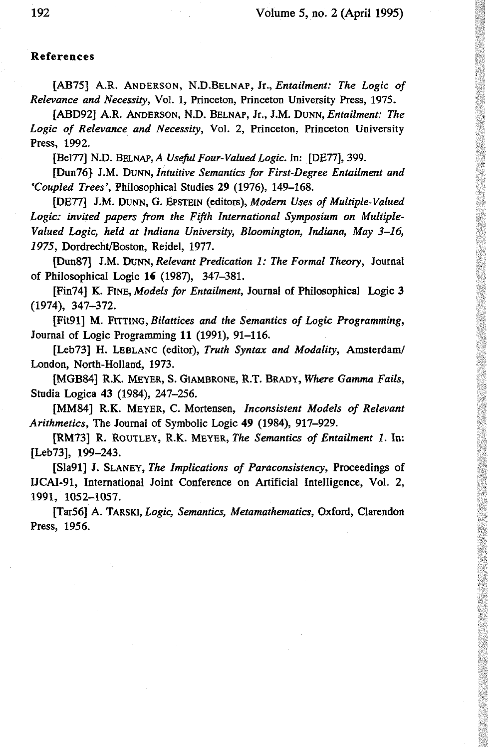### References

[AB75] A.R. Anderson, N.D.Belnap, Jr., *Entailment: The Logic of Relevance and Necessity*, Vol. 1, Princeton, Princeton University Press, 1975.

[ABD92] A.R. Anderson, N.D. Belnap, Jr., J.M. Dunn, *Entailment: The Logic of Relevance and Necessity*, Vol. 2, Princeton, Princeton University Press, 1992.

[Bel77] N.D. Belnap, *A Useful Four-Valued Logic*. In: [DE77], 399.

[Dun76] J.M. Dunn, *Intuitive Semantics for First-Degree Entailment and 'Coupled Trees'*, Philosophical Studies **29** (1976), 149–168.

[DE77] J.M. Dunn, G. Epstein (editors), *Modern Uses of Multiple-Valued Logic: invited papers from the Fifth International Symposium on Multiple-Valued Logic, held at Indiana University, Bloomington, Indiana, May 3–16, 1975*, Dordrecht/Boston, Reidel, 1977.

[Dun87] J.M. Dunn, *Relevant Predication 1: The Formal Theory*, Journal of Philosophical Logic **16** (1987), 347–381.

[Fin74] K. Fine, *Models for Entailment*, Journal of Philosophical Logic **3** (1974), 347–372.

[Fit91] M. Fitting, *Bilattices and the Semantics of Logic Programming*, Journal of Logic Programming **11** (1991), 91–116.

[Leb73] H. Leblanc (editor), *Truth Syntax and Modality*, Amsterdam/London, North-Holland, 1973.

[MGB84] R.K. Meyer, S. Giambrone, R.T. Brady, *Where Gamma Fails*, Studia Logica **43** (1984), 247–256.

[MM84] R.K. Meyer, C. Mortensen, *Inconsistent Models of Relevant Arithmetics*, The Journal of Symbolic Logic **49** (1984), 917–929.

[RM73] R. Routley, R.K. Meyer, *The Semantics of Entailment 1*. In: [Leb73], 199–243.

[Sla91] J. Slaney, *The Implications of Paraconsistency*, Proceedings of IJCAI-91, International Joint Conference on Artificial Intelligence, Vol. 2, 1991, 1052–1057.

[Tar56] A. Tarski, *Logic, Semantics, Metamathematics*, Oxford, Clarendon Press, 1956.